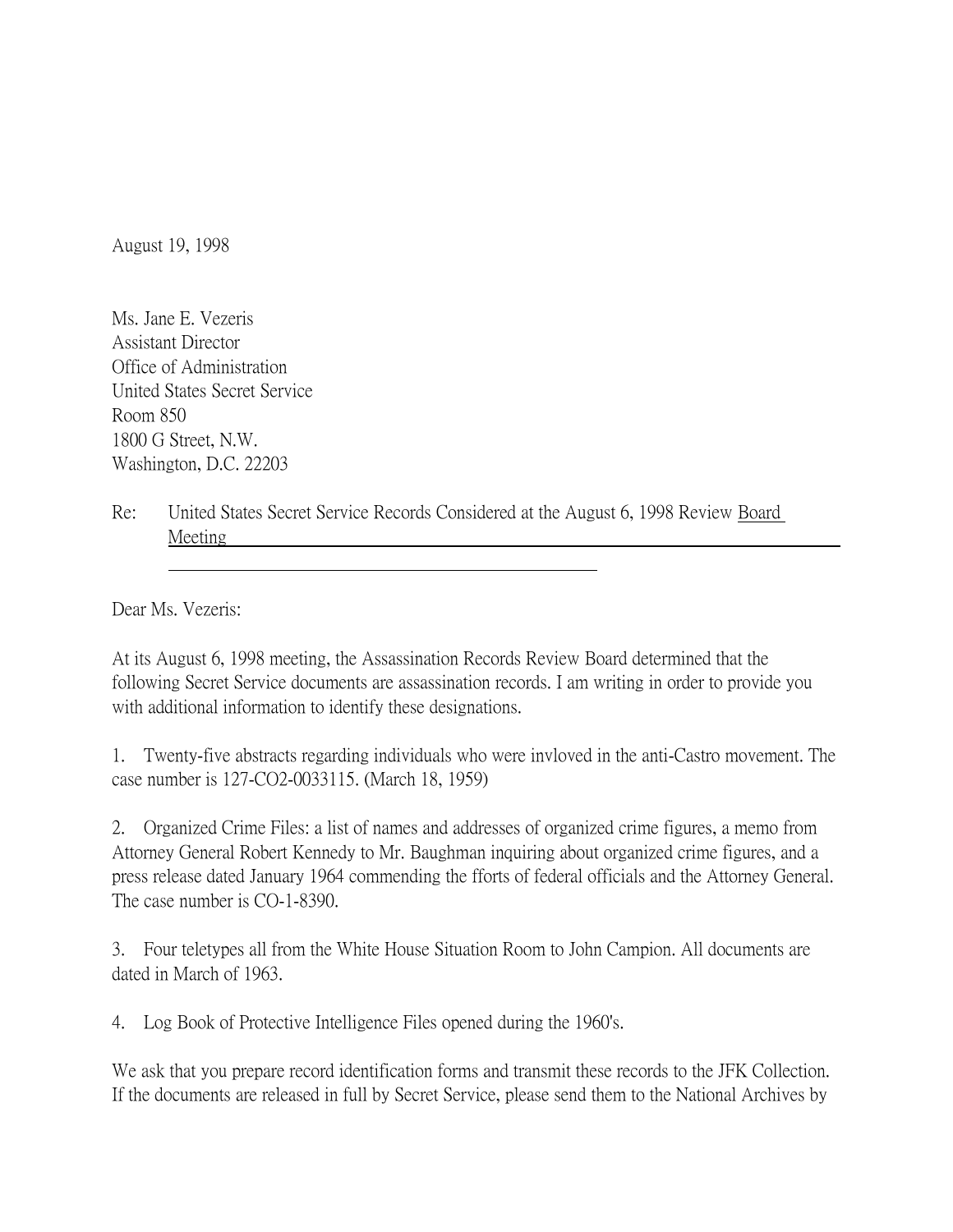August 19, 1998

Ms. Jane E. Vezeris
Assistant Director
Office of Administration
United States Secret Service
Room 850
1800 G Street, N.W.
Washington, D.C. 22203

Re: United States Secret Service Records Considered at the August 6, 1998 Review Board Meeting

Dear Ms. Vezeris:

At its August 6, 1998 meeting, the Assassination Records Review Board determined that the following Secret Service documents are assassination records. I am writing in order to provide you with additional information to identify these designations.

1. Twenty-five abstracts regarding individuals who were invloved in the anti-Castro movement. The case number is 127-CO2-0033115. (March 18, 1959)

2. Organized Crime Files: a list of names and addresses of organized crime figures, a memo from Attorney General Robert Kennedy to Mr. Baughman inquiring about organized crime figures, and a press release dated January 1964 commending the fforts of federal officials and the Attorney General. The case number is CO-1-8390.

3. Four teletypes all from the White House Situation Room to John Campion. All documents are dated in March of 1963.

4. Log Book of Protective Intelligence Files opened during the 1960's.

We ask that you prepare record identification forms and transmit these records to the JFK Collection. If the documents are released in full by Secret Service, please send them to the National Archives by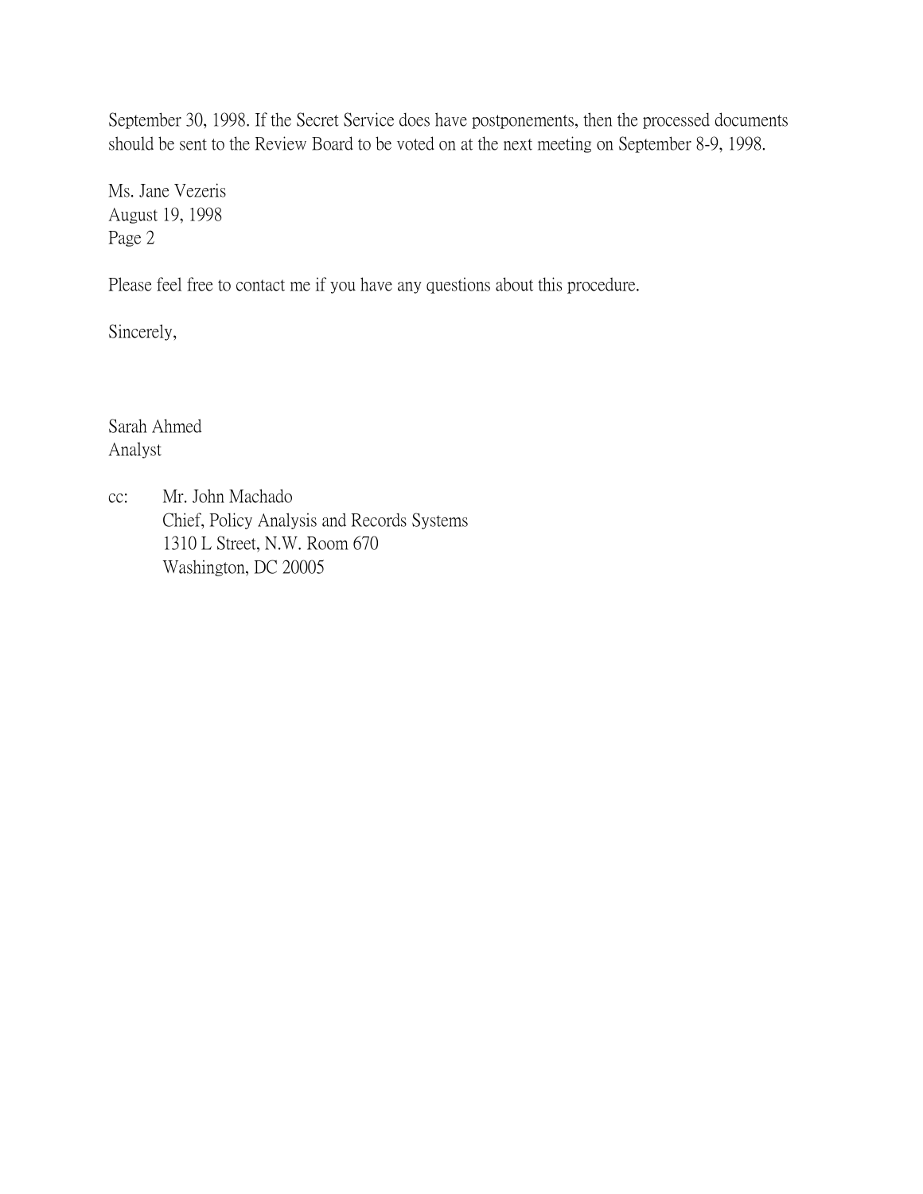September 30, 1998. If the Secret Service does have postponements, then the processed documents should be sent to the Review Board to be voted on at the next meeting on September 8-9, 1998.

Please feel free to contact me if you have any questions about this procedure.

Sincerely,

Sarah Ahmed
Analyst

cc: Mr. John Machado
Chief, Policy Analysis and Records Systems
1310 L Street, N.W. Room 670
Washington, DC 20005